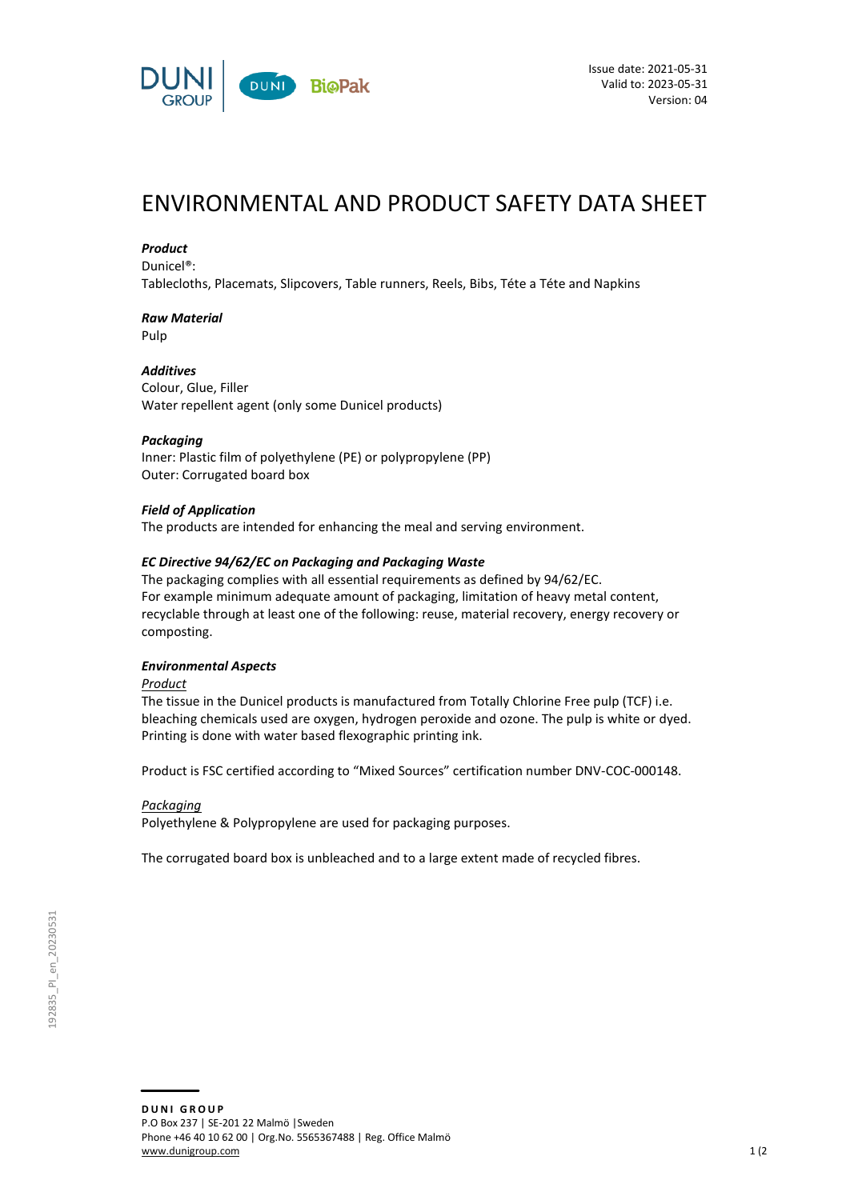Issue date: 2021-05-31
Valid to: 2023-05-31
Version: 04

# ENVIRONMENTAL AND PRODUCT SAFETY DATA SHEET

***Product***
Dunicel®:
Tablecloths, Placemats, Slipcovers, Table runners, Reels, Bibs, Téte a Téte and Napkins

***Raw Material***
Pulp

***Additives***
Colour, Glue, Filler
Water repellent agent (only some Dunicel products)

***Packaging***
Inner: Plastic film of polyethylene (PE) or polypropylene (PP)
Outer: Corrugated board box

***Field of Application***
The products are intended for enhancing the meal and serving environment.

***EC Directive 94/62/EC on Packaging and Packaging Waste***
The packaging complies with all essential requirements as defined by 94/62/EC.
For example minimum adequate amount of packaging, limitation of heavy metal content, recyclable through at least one of the following: reuse, material recovery, energy recovery or composting.

***Environmental Aspects***

<u>Product</u>
The tissue in the Dunicel products is manufactured from Totally Chlorine Free pulp (TCF) i.e. bleaching chemicals used are oxygen, hydrogen peroxide and ozone. The pulp is white or dyed. Printing is done with water based flexographic printing ink.

Product is FSC certified according to "Mixed Sources" certification number DNV-COC-000148.

<u>Packaging</u>
Polyethylene & Polypropylene are used for packaging purposes.

The corrugated board box is unbleached and to a large extent made of recycled fibres.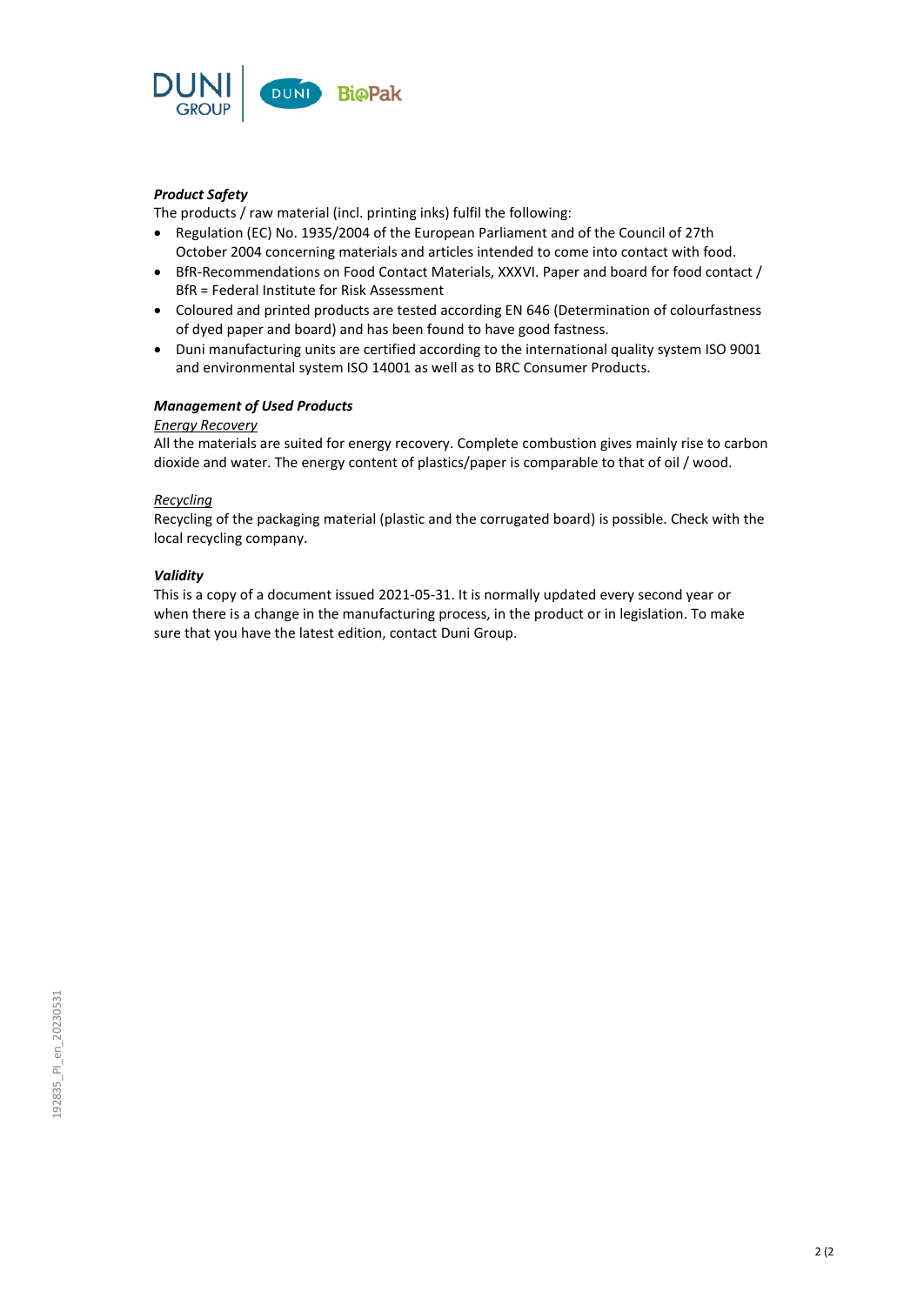***Product Safety***

The products / raw material (incl. printing inks) fulfil the following:

- Regulation (EC) No. 1935/2004 of the European Parliament and of the Council of 27th October 2004 concerning materials and articles intended to come into contact with food.
- BfR-Recommendations on Food Contact Materials, XXXVI. Paper and board for food contact / BfR = Federal Institute for Risk Assessment
- Coloured and printed products are tested according EN 646 (Determination of colourfastness of dyed paper and board) and has been found to have good fastness.
- Duni manufacturing units are certified according to the international quality system ISO 9001 and environmental system ISO 14001 as well as to BRC Consumer Products.

***Management of Used Products***

*Energy Recovery*

All the materials are suited for energy recovery. Complete combustion gives mainly rise to carbon dioxide and water. The energy content of plastics/paper is comparable to that of oil / wood.

*Recycling*

Recycling of the packaging material (plastic and the corrugated board) is possible. Check with the local recycling company.

***Validity***

This is a copy of a document issued 2021-05-31. It is normally updated every second year or when there is a change in the manufacturing process, in the product or in legislation. To make sure that you have the latest edition, contact Duni Group.